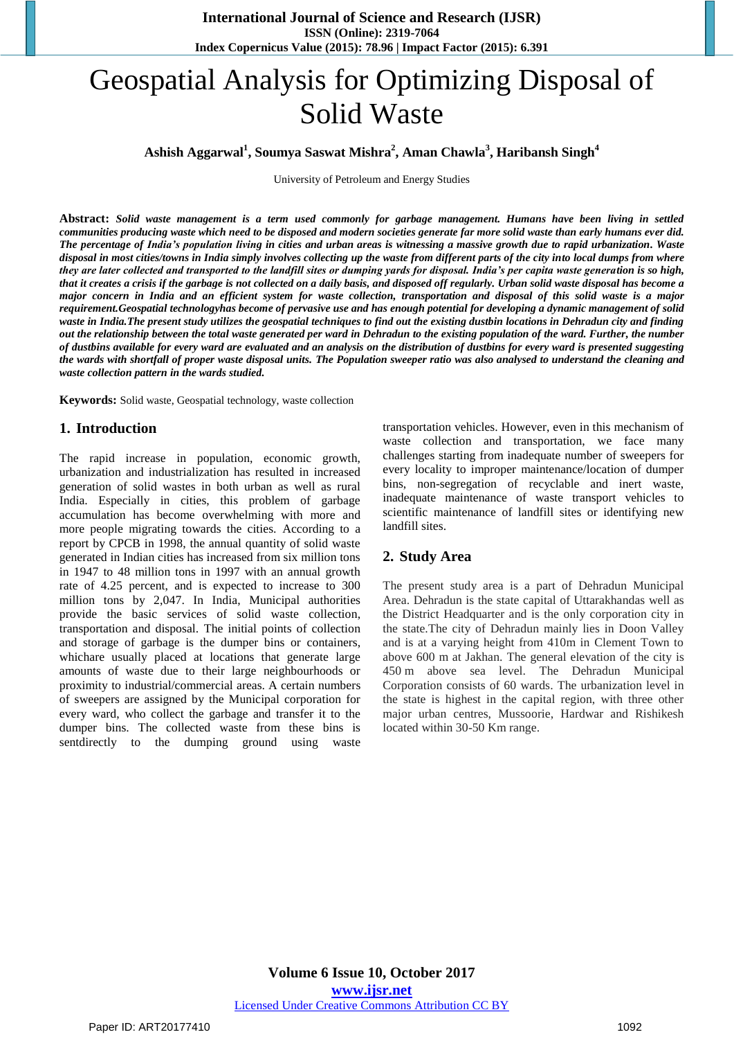# Geospatial Analysis for Optimizing Disposal of Solid Waste

**Ashish Aggarwal[1], Soumya Saswat Mishra[2], Aman Chawla[3], Haribansh Singh[4]**

University of Petroleum and Energy Studies

**Abstract:** ***Solid waste management is a term used commonly for garbage management. Humans have been living in settled communities producing waste which need to be disposed and modern societies generate far more solid waste than early humans ever did. The percentage of India's population living in cities and urban areas is witnessing a massive growth due to rapid urbanization. Waste disposal in most cities/towns in India simply involves collecting up the waste from different parts of the city into local dumps from where they are later collected and transported to the landfill sites or dumping yards for disposal. India's per capita waste generation is so high, that it creates a crisis if the garbage is not collected on a daily basis, and disposed off regularly. Urban solid waste disposal has become a major concern in India and an efficient system for waste collection, transportation and disposal of this solid waste is a major requirement.Geospatial technologyhas become of pervasive use and has enough potential for developing a dynamic management of solid waste in India.The present study utilizes the geospatial techniques to find out the existing dustbin locations in Dehradun city and finding out the relationship between the total waste generated per ward in Dehradun to the existing population of the ward. Further, the number of dustbins available for every ward are evaluated and an analysis on the distribution of dustbins for every ward is presented suggesting the wards with shortfall of proper waste disposal units. The Population sweeper ratio was also analysed to understand the cleaning and waste collection pattern in the wards studied.***

**Keywords:** Solid waste, Geospatial technology, waste collection

## 1. Introduction

The rapid increase in population, economic growth, urbanization and industrialization has resulted in increased generation of solid wastes in both urban as well as rural India. Especially in cities, this problem of garbage accumulation has become overwhelming with more and more people migrating towards the cities. According to a report by CPCB in 1998, the annual quantity of solid waste generated in Indian cities has increased from six million tons in 1947 to 48 million tons in 1997 with an annual growth rate of 4.25 percent, and is expected to increase to 300 million tons by 2,047. In India, Municipal authorities provide the basic services of solid waste collection, transportation and disposal. The initial points of collection and storage of garbage is the dumper bins or containers, whichare usually placed at locations that generate large amounts of waste due to their large neighbourhoods or proximity to industrial/commercial areas. A certain numbers of sweepers are assigned by the Municipal corporation for every ward, who collect the garbage and transfer it to the dumper bins. The collected waste from these bins is sentdirectly to the dumping ground using waste transportation vehicles. However, even in this mechanism of waste collection and transportation, we face many challenges starting from inadequate number of sweepers for every locality to improper maintenance/location of dumper bins, non-segregation of recyclable and inert waste, inadequate maintenance of waste transport vehicles to scientific maintenance of landfill sites or identifying new landfill sites.

## 2. Study Area

The present study area is a part of Dehradun Municipal Area. Dehradun is the state capital of Uttarakhandas well as the District Headquarter and is the only corporation city in the state.The city of Dehradun mainly lies in Doon Valley and is at a varying height from 410m in Clement Town to above 600 m at Jakhan. The general elevation of the city is 450 m above sea level. The Dehradun Municipal Corporation consists of 60 wards. The urbanization level in the state is highest in the capital region, with three other major urban centres, Mussoorie, Hardwar and Rishikesh located within 30-50 Km range.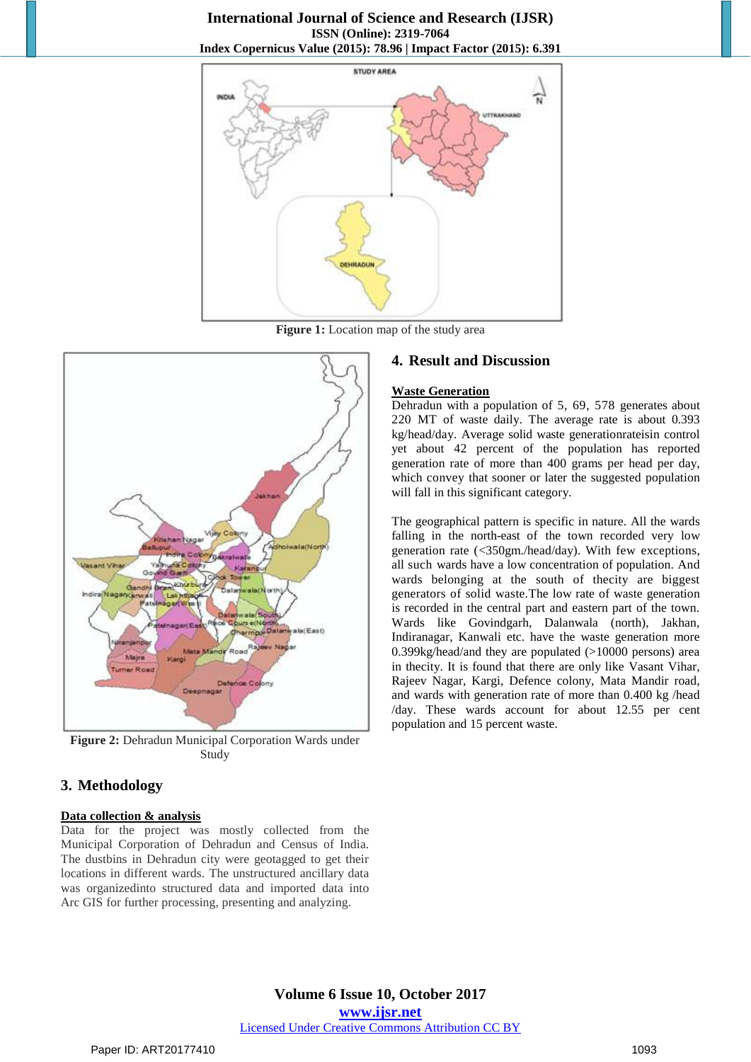Figure 1: Location map of the study area

Figure 2: Dehradun Municipal Corporation Wards under Study

## 3. Methodology

**Data collection & analysis**

Data for the project was mostly collected from the Municipal Corporation of Dehradun and Census of India. The dustbins in Dehradun city were geotagged to get their locations in different wards. The unstructured ancillary data was organizedinto structured data and imported data into Arc GIS for further processing, presenting and analyzing.

## 4. Result and Discussion

**Waste Generation**

Dehradun with a population of 5, 69, 578 generates about 220 MT of waste daily. The average rate is about 0.393 kg/head/day. Average solid waste generationrateisin control yet about 42 percent of the population has reported generation rate of more than 400 grams per head per day, which convey that sooner or later the suggested population will fall in this significant category.

The geographical pattern is specific in nature. All the wards falling in the north-east of the town recorded very low generation rate (<350gm./head/day). With few exceptions, all such wards have a low concentration of population. And wards belonging at the south of thecity are biggest generators of solid waste.The low rate of waste generation is recorded in the central part and eastern part of the town. Wards like Govindgarh, Dalanwala (north), Jakhan, Indiranagar, Kanwali etc. have the waste generation more 0.399kg/head/and they are populated (>10000 persons) area in thecity. It is found that there are only like Vasant Vihar, Rajeev Nagar, Kargi, Defence colony, Mata Mandir road, and wards with generation rate of more than 0.400 kg /head /day. These wards account for about 12.55 per cent population and 15 percent waste.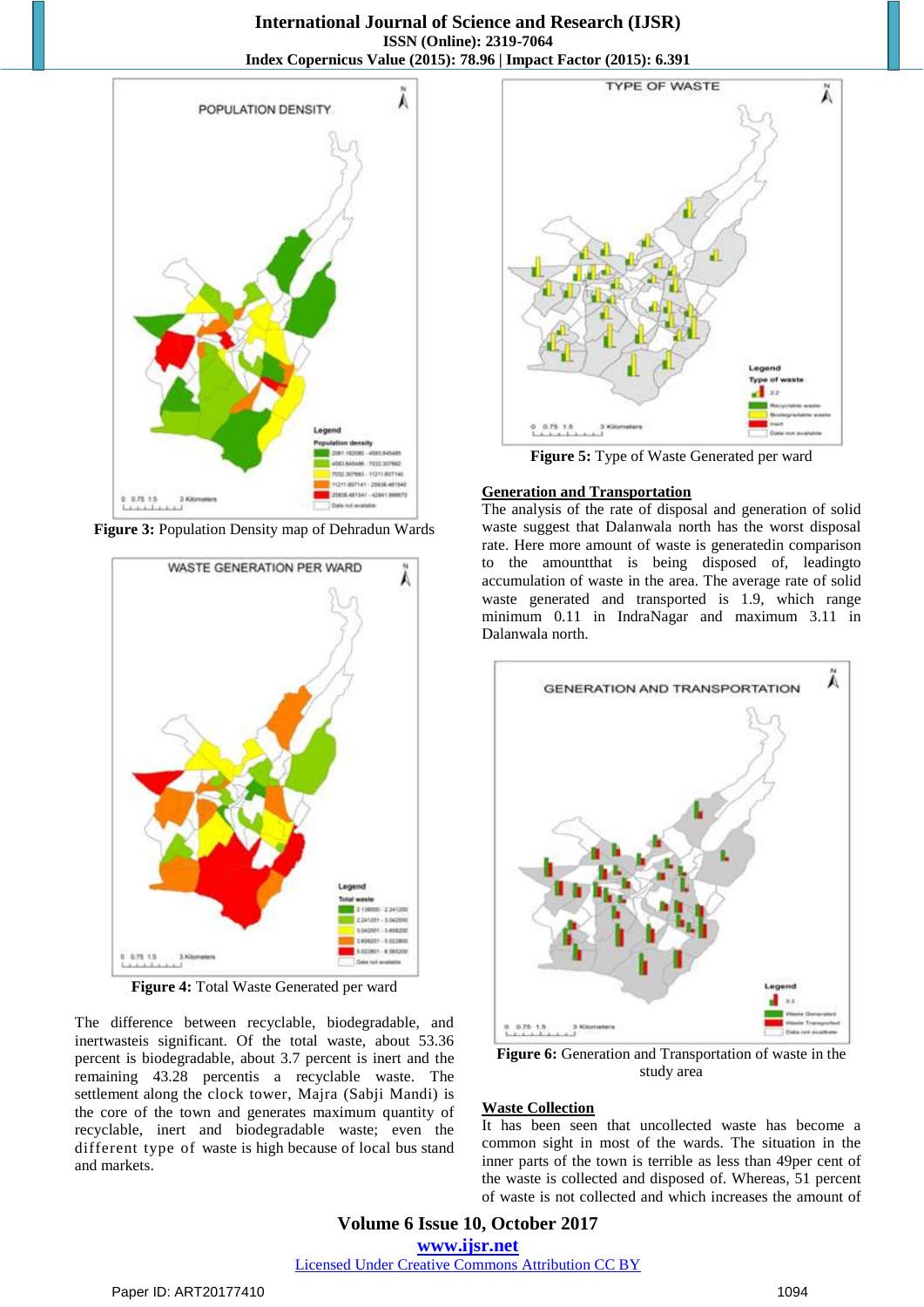**Figure 3:** Population Density map of Dehradun Wards

**Figure 4:** Total Waste Generated per ward

The difference between recyclable, biodegradable, and inertwasteis significant. Of the total waste, about 53.36 percent is biodegradable, about 3.7 percent is inert and the remaining 43.28 percentis a recyclable waste. The settlement along the clock tower, Majra (Sabji Mandi) is the core of the town and generates maximum quantity of recyclable, inert and biodegradable waste; even the different type of waste is high because of local bus stand and markets.

**Figure 5:** Type of Waste Generated per ward

## Generation and Transportation

The analysis of the rate of disposal and generation of solid waste suggest that Dalanwala north has the worst disposal rate. Here more amount of waste is generatedin comparison to the amountthat is being disposed of, leadingto accumulation of waste in the area. The average rate of solid waste generated and transported is 1.9, which range minimum 0.11 in IndraNagar and maximum 3.11 in Dalanwala north.

**Figure 6:** Generation and Transportation of waste in the study area

## Waste Collection

It has been seen that uncollected waste has become a common sight in most of the wards. The situation in the inner parts of the town is terrible as less than 49per cent of the waste is collected and disposed of. Whereas, 51 percent of waste is not collected and which increases the amount of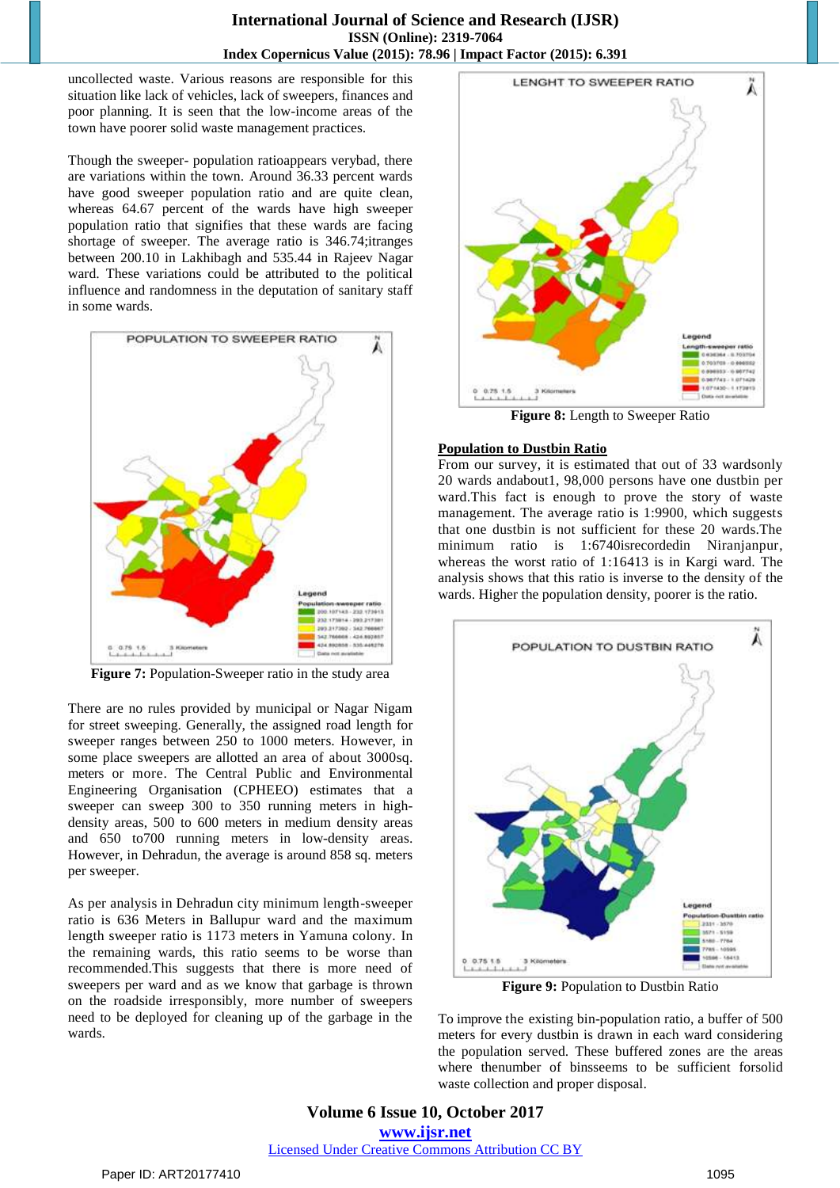uncollected waste. Various reasons are responsible for this situation like lack of vehicles, lack of sweepers, finances and poor planning. It is seen that the low-income areas of the town have poorer solid waste management practices.

Though the sweeper- population ratioappears verybad, there are variations within the town. Around 36.33 percent wards have good sweeper population ratio and are quite clean, whereas 64.67 percent of the wards have high sweeper population ratio that signifies that these wards are facing shortage of sweeper. The average ratio is 346.74;itranges between 200.10 in Lakhibagh and 535.44 in Rajeev Nagar ward. These variations could be attributed to the political influence and randomness in the deputation of sanitary staff in some wards.

**Figure 7:** Population-Sweeper ratio in the study area

There are no rules provided by municipal or Nagar Nigam for street sweeping. Generally, the assigned road length for sweeper ranges between 250 to 1000 meters. However, in some place sweepers are allotted an area of about 3000sq. meters or more. The Central Public and Environmental Engineering Organisation (CPHEEO) estimates that a sweeper can sweep 300 to 350 running meters in high-density areas, 500 to 600 meters in medium density areas and 650 to700 running meters in low-density areas. However, in Dehradun, the average is around 858 sq. meters per sweeper.

As per analysis in Dehradun city minimum length-sweeper ratio is 636 Meters in Ballupur ward and the maximum length sweeper ratio is 1173 meters in Yamuna colony. In the remaining wards, this ratio seems to be worse than recommended.This suggests that there is more need of sweepers per ward and as we know that garbage is thrown on the roadside irresponsibly, more number of sweepers need to be deployed for cleaning up of the garbage in the wards.

**Figure 8:** Length to Sweeper Ratio

**Population to Dustbin Ratio**

From our survey, it is estimated that out of 33 wardsonly 20 wards andabout1, 98,000 persons have one dustbin per ward.This fact is enough to prove the story of waste management. The average ratio is 1:9900, which suggests that one dustbin is not sufficient for these 20 wards.The minimum ratio is 1:6740isrecordedin Niranjanpur, whereas the worst ratio of 1:16413 is in Kargi ward. The analysis shows that this ratio is inverse to the density of the wards. Higher the population density, poorer is the ratio.

**Figure 9:** Population to Dustbin Ratio

To improve the existing bin-population ratio, a buffer of 500 meters for every dustbin is drawn in each ward considering the population served. These buffered zones are the areas where thenumber of binsseems to be sufficient forsolid waste collection and proper disposal.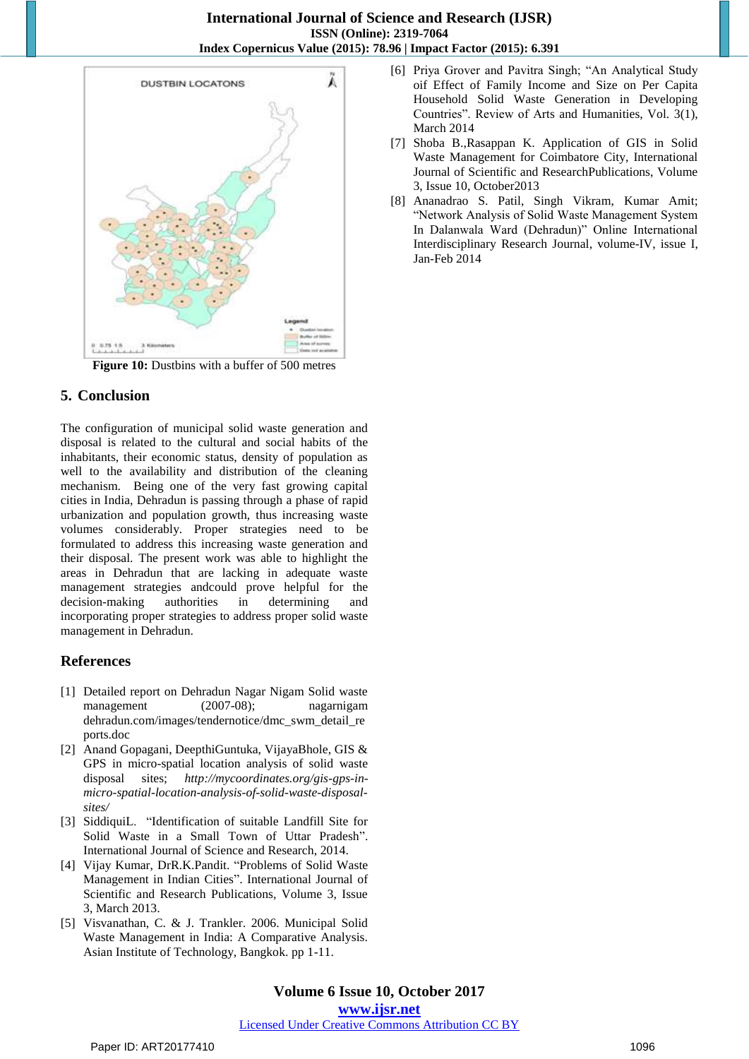DUSTBIN LOCATONS

Legend

0 0.75 1.5 3 Kilometers

**Figure 10:** Dustbins with a buffer of 500 metres

## 5. Conclusion

The configuration of municipal solid waste generation and disposal is related to the cultural and social habits of the inhabitants, their economic status, density of population as well to the availability and distribution of the cleaning mechanism. Being one of the very fast growing capital cities in India, Dehradun is passing through a phase of rapid urbanization and population growth, thus increasing waste volumes considerably. Proper strategies need to be formulated to address this increasing waste generation and their disposal. The present work was able to highlight the areas in Dehradun that are lacking in adequate waste management strategies andcould prove helpful for the decision-making authorities in determining and incorporating proper strategies to address proper solid waste management in Dehradun.

## References

[1] Detailed report on Dehradun Nagar Nigam Solid waste management (2007-08); nagarnigam dehradun.com/images/tendernotice/dmc_swm_detail_reports.doc

[2] Anand Gopagani, DeepthiGuntuka, VijayaBhole, GIS & GPS in micro-spatial location analysis of solid waste disposal sites; *http://mycoordinates.org/gis-gps-in-micro-spatial-location-analysis-of-solid-waste-disposal-sites/*

[3] SiddiquiL. "Identification of suitable Landfill Site for Solid Waste in a Small Town of Uttar Pradesh". International Journal of Science and Research, 2014.

[4] Vijay Kumar, DrR.K.Pandit. "Problems of Solid Waste Management in Indian Cities". International Journal of Scientific and Research Publications, Volume 3, Issue 3, March 2013.

[5] Visvanathan, C. & J. Trankler. 2006. Municipal Solid Waste Management in India: A Comparative Analysis. Asian Institute of Technology, Bangkok. pp 1-11.

[6] Priya Grover and Pavitra Singh; "An Analytical Study oif Effect of Family Income and Size on Per Capita Household Solid Waste Generation in Developing Countries". Review of Arts and Humanities, Vol. 3(1), March 2014

[7] Shoba B.,Rasappan K. Application of GIS in Solid Waste Management for Coimbatore City, International Journal of Scientific and ResearchPublications, Volume 3, Issue 10, October2013

[8] Ananadrao S. Patil, Singh Vikram, Kumar Amit; "Network Analysis of Solid Waste Management System In Dalanwala Ward (Dehradun)" Online International Interdisciplinary Research Journal, volume-IV, issue I, Jan-Feb 2014